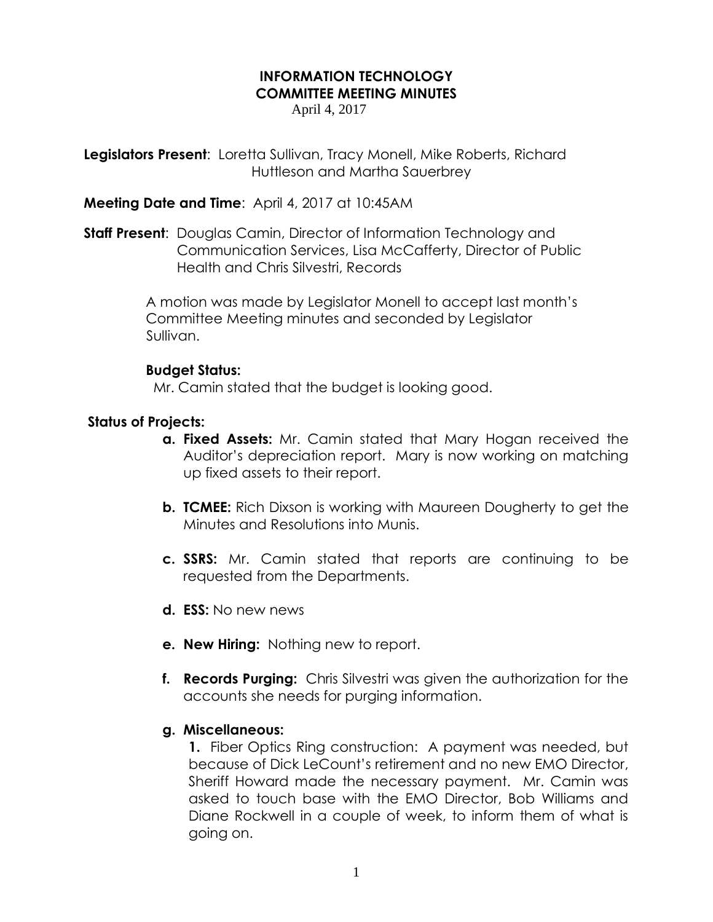# INFORMATION TECHNOLOGY COMMITTEE MEETING MINUTES

April 4, 2017

**Legislators Present**: Loretta Sullivan, Tracy Monell, Mike Roberts, Richard Huttleson and Martha Sauerbrey

**Meeting Date and Time**: April 4, 2017 at 10:45AM

**Staff Present**: Douglas Camin, Director of Information Technology and Communication Services, Lisa McCafferty, Director of Public Health and Chris Silvestri, Records

A motion was made by Legislator Monell to accept last month's Committee Meeting minutes and seconded by Legislator Sullivan.

**Budget Status:**

Mr. Camin stated that the budget is looking good.

**Status of Projects:**

- **a. Fixed Assets:** Mr. Camin stated that Mary Hogan received the Auditor's depreciation report. Mary is now working on matching up fixed assets to their report.
- **b. TCMEE:** Rich Dixson is working with Maureen Dougherty to get the Minutes and Resolutions into Munis.
- **c. SSRS:** Mr. Camin stated that reports are continuing to be requested from the Departments.
- **d. ESS:** No new news
- **e. New Hiring:** Nothing new to report.
- **f. Records Purging:** Chris Silvestri was given the authorization for the accounts she needs for purging information.
- **g. Miscellaneous:**

  **1.** Fiber Optics Ring construction: A payment was needed, but because of Dick LeCount's retirement and no new EMO Director, Sheriff Howard made the necessary payment. Mr. Camin was asked to touch base with the EMO Director, Bob Williams and Diane Rockwell in a couple of week, to inform them of what is going on.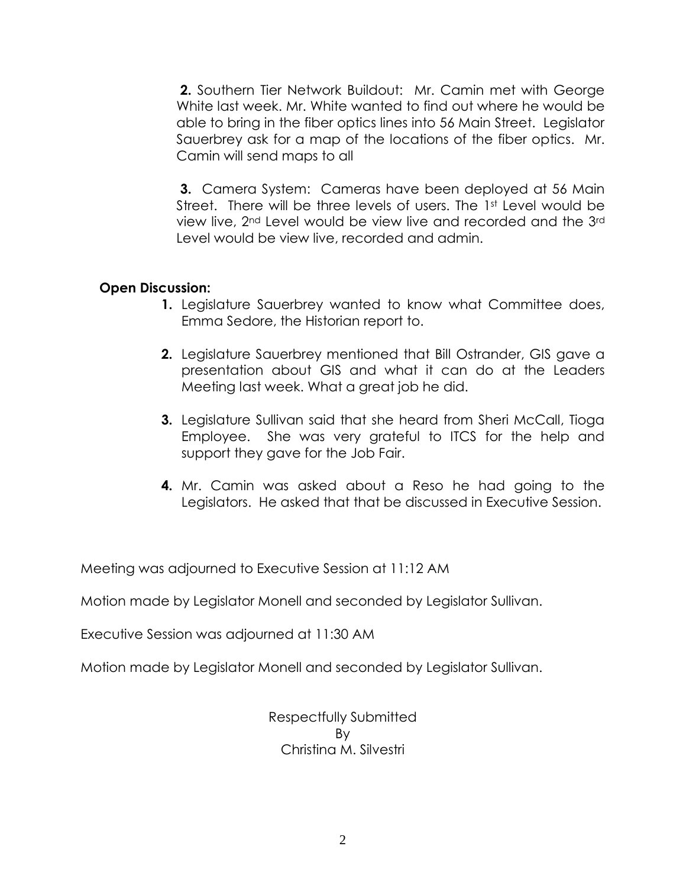**2.** Southern Tier Network Buildout: Mr. Camin met with George White last week. Mr. White wanted to find out where he would be able to bring in the fiber optics lines into 56 Main Street. Legislator Sauerbrey ask for a map of the locations of the fiber optics. Mr. Camin will send maps to all

**3.** Camera System: Cameras have been deployed at 56 Main Street. There will be three levels of users. The 1st Level would be view live, 2nd Level would be view live and recorded and the 3rd Level would be view live, recorded and admin.

**Open Discussion:**

1. Legislature Sauerbrey wanted to know what Committee does, Emma Sedore, the Historian report to.
2. Legislature Sauerbrey mentioned that Bill Ostrander, GIS gave a presentation about GIS and what it can do at the Leaders Meeting last week. What a great job he did.
3. Legislature Sullivan said that she heard from Sheri McCall, Tioga Employee. She was very grateful to ITCS for the help and support they gave for the Job Fair.
4. Mr. Camin was asked about a Reso he had going to the Legislators. He asked that that be discussed in Executive Session.

Meeting was adjourned to Executive Session at 11:12 AM

Motion made by Legislator Monell and seconded by Legislator Sullivan.

Executive Session was adjourned at 11:30 AM

Motion made by Legislator Monell and seconded by Legislator Sullivan.

Respectfully Submitted
By
Christina M. Silvestri